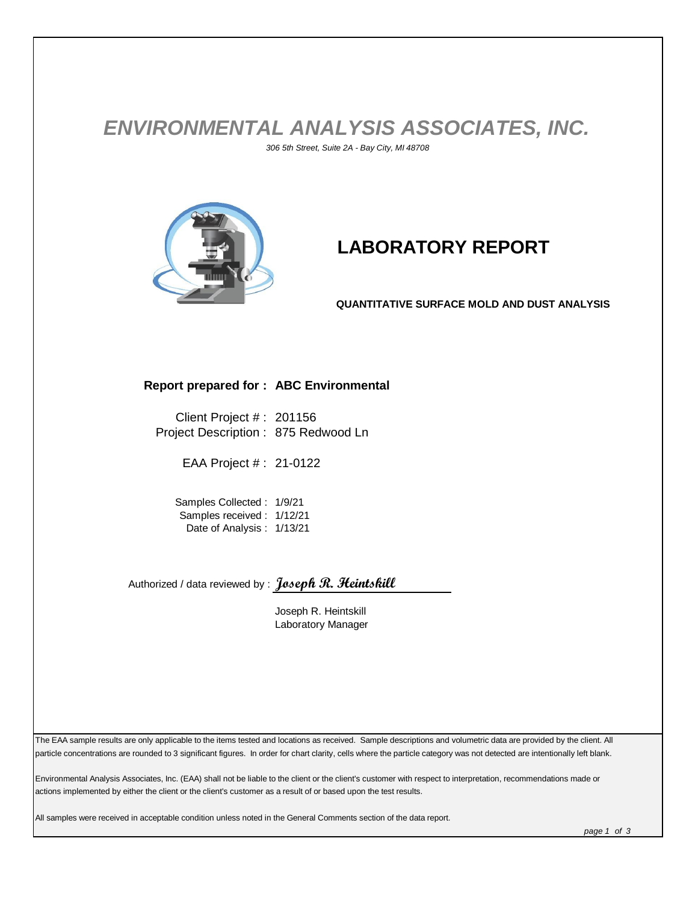# ENVIRONMENTAL ANALYSIS ASSOCIATES, INC.

*306 5th Street, Suite 2A - Bay City, MI 48708*

## LABORATORY REPORT

**QUANTITATIVE SURFACE MOLD AND DUST ANALYSIS**

**Report prepared for : ABC Environmental**

Client Project # : 201156
Project Description : 875 Redwood Ln

EAA Project # : 21-0122

Samples Collected : 1/9/21
Samples received : 1/12/21
Date of Analysis : 1/13/21

Authorized / data reviewed by : *Joseph R. Heintskill*

Joseph R. Heintskill
Laboratory Manager

The EAA sample results are only applicable to the items tested and locations as received. Sample descriptions and volumetric data are provided by the client. All particle concentrations are rounded to 3 significant figures. In order for chart clarity, cells where the particle category was not detected are intentionally left blank.

Environmental Analysis Associates, Inc. (EAA) shall not be liable to the client or the client's customer with respect to interpretation, recommendations made or actions implemented by either the client or the client's customer as a result of or based upon the test results.

All samples were received in acceptable condition unless noted in the General Comments section of the data report.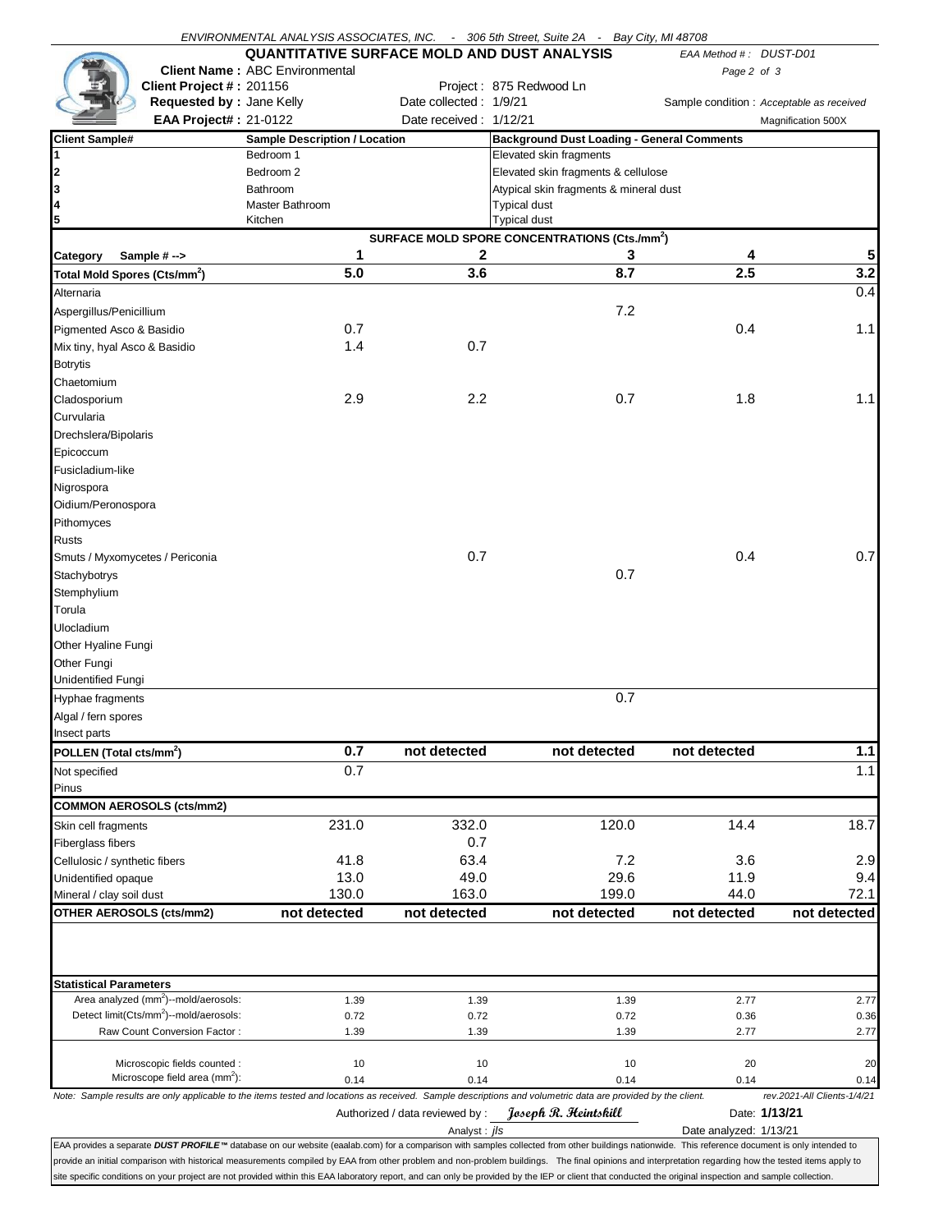ENVIRONMENTAL ANALYSIS ASSOCIATES, INC. - 306 5th Street, Suite 2A - Bay City, MI 48708

# QUANTITATIVE SURFACE MOLD AND DUST ANALYSIS

EAA Method #: DUST-D01

**Client Name :** ABC Environmental
**Client Project # :** 201156 — Project : 875 Redwood Ln
**Requested by :** Jane Kelly — Date collected : 1/9/21 — Sample condition : *Acceptable as received*
**EAA Project# :** 21-0122 — Date received : 1/12/21 — Magnification 500X

| Client Sample# | Sample Description / Location | Background Dust Loading - General Comments |
|---|---|---|
| 1 | Bedroom 1 | Elevated skin fragments |
| 2 | Bedroom 2 | Elevated skin fragments & cellulose |
| 3 | Bathroom | Atypical skin fragments & mineral dust |
| 4 | Master Bathroom | Typical dust |
| 5 | Kitchen | Typical dust |

**SURFACE MOLD SPORE CONCENTRATIONS (Cts./mm$^2$)**

| Category Sample # --> | 1 | 2 | 3 | 4 | 5 |
|---|---|---|---|---|---|
| **Total Mold Spores (Cts/mm$^2$)** | **5.0** | **3.6** | **8.7** | **2.5** | **3.2** |
| Alternaria | | | | | 0.4 |
| Aspergillus/Penicillium | | | 7.2 | | |
| Pigmented Asco & Basidio | 0.7 | | | 0.4 | 1.1 |
| Mix tiny, hyal Asco & Basidio | 1.4 | 0.7 | | | |
| Botrytis | | | | | |
| Chaetomium | | | | | |
| Cladosporium | 2.9 | 2.2 | 0.7 | 1.8 | 1.1 |
| Curvularia | | | | | |
| Drechslera/Bipolaris | | | | | |
| Epicoccum | | | | | |
| Fusicladium-like | | | | | |
| Nigrospora | | | | | |
| Oidium/Peronospora | | | | | |
| Pithomyces | | | | | |
| Rusts | | | | | |
| Smuts / Myxomycetes / Periconia | | 0.7 | | 0.4 | 0.7 |
| Stachybotrys | | | 0.7 | | |
| Stemphylium | | | | | |
| Torula | | | | | |
| Ulocladium | | | | | |
| Other Hyaline Fungi | | | | | |
| Other Fungi | | | | | |
| Unidentified Fungi | | | | | |
| Hyphae fragments | | | 0.7 | | |
| Algal / fern spores | | | | | |
| Insect parts | | | | | |
| **POLLEN (Total cts/mm$^2$)** | **0.7** | **not detected** | **not detected** | **not detected** | **1.1** |
| Not specified | 0.7 | | | | 1.1 |
| Pinus | | | | | |
| **COMMON AEROSOLS (cts/mm2)** | | | | | |
| Skin cell fragments | 231.0 | 332.0 | 120.0 | 14.4 | 18.7 |
| Fiberglass fibers | | 0.7 | | | |
| Cellulosic / synthetic fibers | 41.8 | 63.4 | 7.2 | 3.6 | 2.9 |
| Unidentified opaque | 13.0 | 49.0 | 29.6 | 11.9 | 9.4 |
| Mineral / clay soil dust | 130.0 | 163.0 | 199.0 | 44.0 | 72.1 |
| **OTHER AEROSOLS (cts/mm2)** | **not detected** | **not detected** | **not detected** | **not detected** | **not detected** |

**Statistical Parameters**

| | 1 | 2 | 3 | 4 | 5 |
|---|---|---|---|---|---|
| Area analyzed (mm$^2$)--mold/aerosols: | 1.39 | 1.39 | 1.39 | 2.77 | 2.77 |
| Detect limit(Cts/mm$^2$)--mold/aerosols: | 0.72 | 0.72 | 0.72 | 0.36 | 0.36 |
| Raw Count Conversion Factor : | 1.39 | 1.39 | 1.39 | 2.77 | 2.77 |
| Microscopic fields counted : | 10 | 10 | 10 | 20 | 20 |
| Microscope field area (mm$^2$): | 0.14 | 0.14 | 0.14 | 0.14 | 0.14 |

*Note: Sample results are only applicable to the items tested and locations as received. Sample descriptions and volumetric data are provided by the client.* *rev.2021-All Clients-1/4/21*

Authorized / data reviewed by : *Joseph R. Heintskill* — Date: **1/13/21**

Analyst : *jls* — Date analyzed: 1/13/21

EAA provides a separate ***DUST PROFILE™*** database on our website (eaalab.com) for a comparison with samples collected from other buildings nationwide. This reference document is only intended to provide an initial comparison with historical measurements compiled by EAA from other problem and non-problem buildings. The final opinions and interpretation regarding how the tested items apply to site specific conditions on your project are not provided within this EAA laboratory report, and can only be provided by the IEP or client that conducted the original inspection and sample collection.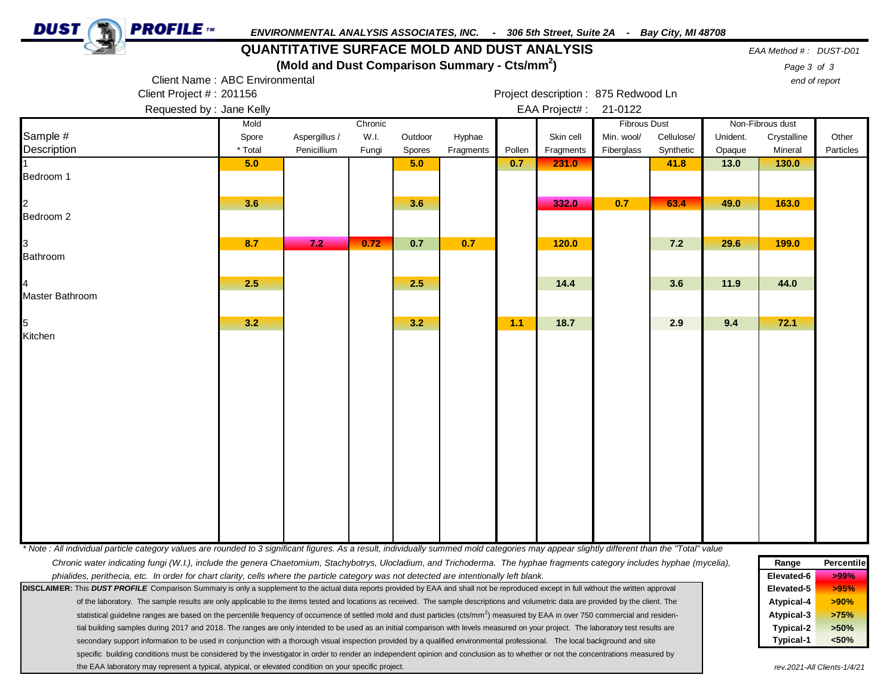**ENVIRONMENTAL ANALYSIS ASSOCIATES, INC. - 306 5th Street, Suite 2A - Bay City, MI 48708**

# QUANTITATIVE SURFACE MOLD AND DUST ANALYSIS

## (Mold and Dust Comparison Summary - Cts/mm$^2$)

*EAA Method # : DUST-D01*

*end of report*

Client Name : ABC Environmental
Client Project # : 201156
Requested by : Jane Kelly

Project description : 875 Redwood Ln
EAA Project# : 21-0122

| Sample # Description | Mold Spore * Total | Aspergillus / Penicillium | Chronic W.I. Fungi | Outdoor Spores | Hyphae Fragments | Pollen | Skin cell Fragments | Fibrous Dust: Min. wool/ Fiberglass | Fibrous Dust: Cellulose/ Synthetic | Non-Fibrous dust: Unident. Opaque | Non-Fibrous dust: Crystalline Mineral | Other Particles |
|---|---|---|---|---|---|---|---|---|---|---|---|---|
| 1 Bedroom 1 | 5.0 | | | 5.0 | | 0.7 | 231.0 | | 41.8 | 13.0 | 130.0 | |
| 2 Bedroom 2 | 3.6 | | | 3.6 | | | 332.0 | 0.7 | 63.4 | 49.0 | 163.0 | |
| 3 Bathroom | 8.7 | 7.2 | 0.72 | 0.7 | 0.7 | | 120.0 | | 7.2 | 29.6 | 199.0 | |
| 4 Master Bathroom | 2.5 | | | 2.5 | | | 14.4 | | 3.6 | 11.9 | 44.0 | |
| 5 Kitchen | 3.2 | | | 3.2 | | 1.1 | 18.7 | | 2.9 | 9.4 | 72.1 | |

*\* Note : All individual particle category values are rounded to 3 significant figures. As a result, individually summed mold categories may appear slightly different than the "Total" value*

*Chronic water indicating fungi (W.I.), include the genera Chaetomium, Stachybotrys, Ulocladium, and Trichoderma. The hyphae fragments category includes hyphae (mycelia), phialides, perithecia, etc. In order for chart clarity, cells where the particle category was not detected are intentionally left blank.*

**DISCLAIMER:** This ***DUST PROFILE*** Comparison Summary is only a supplement to the actual data reports provided by EAA and shall not be reproduced except in full without the written approval of the laboratory. The sample results are only applicable to the items tested and locations as received. The sample descriptions and volumetric data are provided by the client. The statistical guideline ranges are based on the percentile frequency of occurrence of settled mold and dust particles (cts/mm$^2$) measured by EAA in over 750 commercial and residential building samples during 2017 and 2018. The ranges are only intended to be used as an initial comparison with levels measured on your project. The laboratory test results are secondary support information to be used in conjunction with a thorough visual inspection provided by a qualified environmental professional. The local background and site specific building conditions must be considered by the investigator in order to render an independent opinion and conclusion as to whether or not the concentrations measured by the EAA laboratory may represent a typical, atypical, or elevated condition on your specific project.

| Range | Percentile |
|---|---|
| Elevated-6 | >99% |
| Elevated-5 | >95% |
| Atypical-4 | >90% |
| Atypical-3 | >75% |
| Typical-2 | >50% |
| Typical-1 | <50% |

*rev.2021-All Clients-1/4/21*